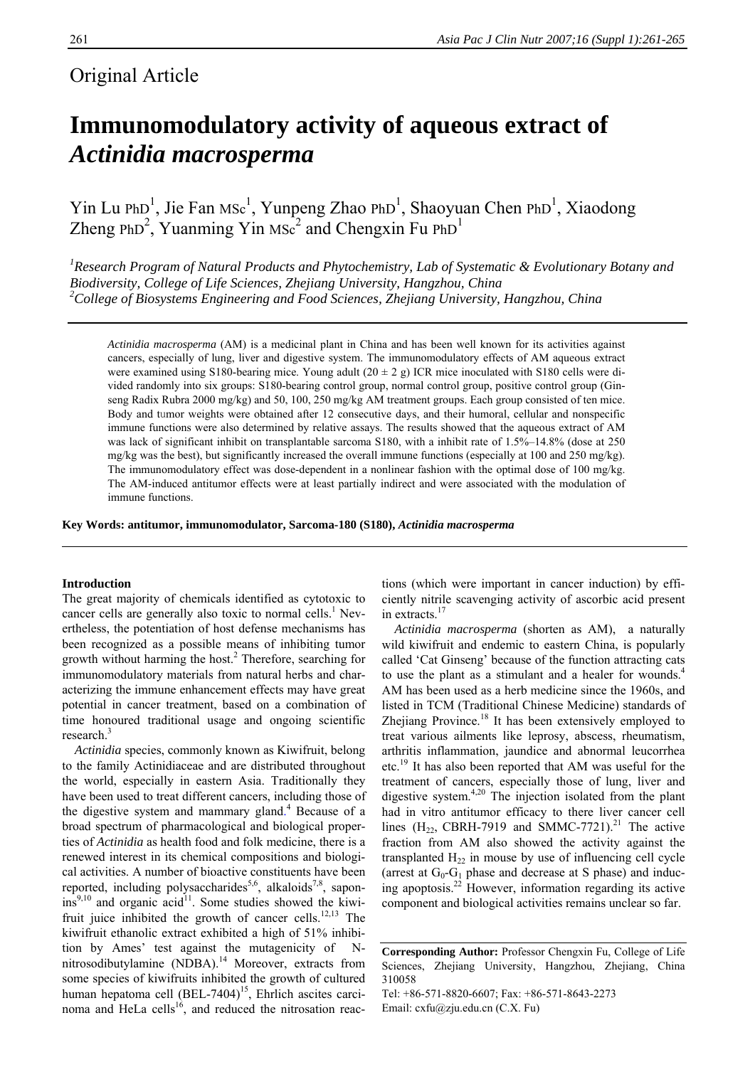Original Article

# Immunomodulatory activity of aqueous extract of *Actinidia macrosperma*

Yin Lu PhD[1], Jie Fan MSc[1], Yunpeng Zhao PhD[1], Shaoyuan Chen PhD[1], Xiaodong Zheng PhD[2], Yuanming Yin MSc[2] and Chengxin Fu PhD[1]

*[1]Research Program of Natural Products and Phytochemistry, Lab of Systematic & Evolutionary Botany and Biodiversity, College of Life Sciences, Zhejiang University, Hangzhou, China*
*[2]College of Biosystems Engineering and Food Sciences, Zhejiang University, Hangzhou, China*

*Actinidia macrosperma* (AM) is a medicinal plant in China and has been well known for its activities against cancers, especially of lung, liver and digestive system. The immunomodulatory effects of AM aqueous extract were examined using S180-bearing mice. Young adult (20 ± 2 g) ICR mice inoculated with S180 cells were divided randomly into six groups: S180-bearing control group, normal control group, positive control group (Ginseng Radix Rubra 2000 mg/kg) and 50, 100, 250 mg/kg AM treatment groups. Each group consisted of ten mice. Body and tumor weights were obtained after 12 consecutive days, and their humoral, cellular and nonspecific immune functions were also determined by relative assays. The results showed that the aqueous extract of AM was lack of significant inhibit on transplantable sarcoma S180, with a inhibit rate of 1.5%–14.8% (dose at 250 mg/kg was the best), but significantly increased the overall immune functions (especially at 100 and 250 mg/kg). The immunomodulatory effect was dose-dependent in a nonlinear fashion with the optimal dose of 100 mg/kg. The AM-induced antitumor effects were at least partially indirect and were associated with the modulation of immune functions.

**Key Words: antitumor, immunomodulator, Sarcoma-180 (S180), *Actinidia macrosperma***

## Introduction

The great majority of chemicals identified as cytotoxic to cancer cells are generally also toxic to normal cells.[1] Nevertheless, the potentiation of host defense mechanisms has been recognized as a possible means of inhibiting tumor growth without harming the host.[2] Therefore, searching for immunomodulatory materials from natural herbs and characterizing the immune enhancement effects may have great potential in cancer treatment, based on a combination of time honoured traditional usage and ongoing scientific research.[3]

*Actinidia* species, commonly known as Kiwifruit, belong to the family Actinidiaceae and are distributed throughout the world, especially in eastern Asia. Traditionally they have been used to treat different cancers, including those of the digestive system and mammary gland.[4] Because of a broad spectrum of pharmacological and biological properties of *Actinidia* as health food and folk medicine, there is a renewed interest in its chemical compositions and biological activities. A number of bioactive constituents have been reported, including polysaccharides[5,6], alkaloids[7,8], saponins[9,10] and organic acid[11]. Some studies showed the kiwifruit juice inhibited the growth of cancer cells.[12,13] The kiwifruit ethanolic extract exhibited a high of 51% inhibition by Ames' test against the mutagenicity of N-nitrosodibutylamine (NDBA).[14] Moreover, extracts from some species of kiwifruits inhibited the growth of cultured human hepatoma cell (BEL-7404)[15], Ehrlich ascites carcinoma and HeLa cells[16], and reduced the nitrosation reactions (which were important in cancer induction) by efficiently nitrile scavenging activity of ascorbic acid present in extracts.[17]

*Actinidia macrosperma* (shorten as AM), a naturally wild kiwifruit and endemic to eastern China, is popularly called 'Cat Ginseng' because of the function attracting cats to use the plant as a stimulant and a healer for wounds.[4] AM has been used as a herb medicine since the 1960s, and listed in TCM (Traditional Chinese Medicine) standards of Zhejiang Province.[18] It has been extensively employed to treat various ailments like leprosy, abscess, rheumatism, arthritis inflammation, jaundice and abnormal leucorrhea etc.[19] It has also been reported that AM was useful for the treatment of cancers, especially those of lung, liver and digestive system.[4,20] The injection isolated from the plant had in vitro antitumor efficacy to there liver cancer cell lines ($H_{22}$, CBRH-7919 and SMMC-7721).[21] The active fraction from AM also showed the activity against the transplanted $H_{22}$ in mouse by use of influencing cell cycle (arrest at $G_0$-$G_1$ phase and decrease at S phase) and inducing apoptosis.[22] However, information regarding its active component and biological activities remains unclear so far.

**Corresponding Author:** Professor Chengxin Fu, College of Life Sciences, Zhejiang University, Hangzhou, Zhejiang, China 310058
Tel: +86-571-8820-6607; Fax: +86-571-8643-2273
Email: cxfu@zju.edu.cn (C.X. Fu)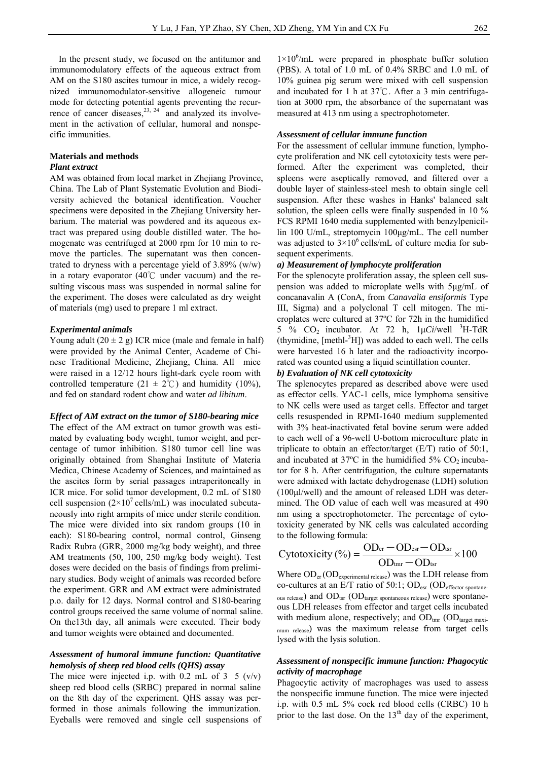In the present study, we focused on the antitumor and immunomodulatory effects of the aqueous extract from AM on the S180 ascites tumour in mice, a widely recognized immunomodulator-sensitive allogeneic tumour mode for detecting potential agents preventing the recurrence of cancer diseases,[23, 24] and analyzed its involvement in the activation of cellular, humoral and nonspecific immunities.

## Materials and methods

### *Plant extract*

AM was obtained from local market in Zhejiang Province, China. The Lab of Plant Systematic Evolution and Biodiversity achieved the botanical identification. Voucher specimens were deposited in the Zhejiang University herbarium. The material was powdered and its aqueous extract was prepared using double distilled water. The homogenate was centrifuged at 2000 rpm for 10 min to remove the particles. The supernatant was then concentrated to dryness with a percentage yield of 3.89% (w/w) in a rotary evaporator (40℃ under vacuum) and the resulting viscous mass was suspended in normal saline for the experiment. The doses were calculated as dry weight of materials (mg) used to prepare 1 ml extract.

### *Experimental animals*

Young adult (20 ± 2 g) ICR mice (male and female in half) were provided by the Animal Center, Academe of Chinese Traditional Medicine, Zhejiang, China. All mice were raised in a 12/12 hours light-dark cycle room with controlled temperature (21 ± 2℃) and humidity (10%), and fed on standard rodent chow and water *ad libitum*.

### *Effect of AM extract on the tumor of S180-bearing mice*

The effect of the AM extract on tumor growth was estimated by evaluating body weight, tumor weight, and percentage of tumor inhibition. S180 tumor cell line was originally obtained from Shanghai Institute of Materia Medica, Chinese Academy of Sciences, and maintained as the ascites form by serial passages intraperitoneally in ICR mice. For solid tumor development, 0.2 mL of S180 cell suspension ($2\times10^7$ cells/mL) was inoculated subcutaneously into right armpits of mice under sterile condition. The mice were divided into six random groups (10 in each): S180-bearing control, normal control, Ginseng Radix Rubra (GRR, 2000 mg/kg body weight), and three AM treatments (50, 100, 250 mg/kg body weight). Test doses were decided on the basis of findings from preliminary studies. Body weight of animals was recorded before the experiment. GRR and AM extract were administrated p.o. daily for 12 days. Normal control and S180-bearing control groups received the same volume of normal saline. On the13th day, all animals were executed. Their body and tumor weights were obtained and documented.

### *Assessment of humoral immune function: Quantitative hemolysis of sheep red blood cells (QHS) assay*

The mice were injected i.p. with 0.2 mL of 3 5 (v/v) sheep red blood cells (SRBC) prepared in normal saline on the 8th day of the experiment. QHS assay was performed in those animals following the immunization. Eyeballs were removed and single cell suspensions of $1\times10^6$/mL were prepared in phosphate buffer solution (PBS). A total of 1.0 mL of 0.4% SRBC and 1.0 mL of 10% guinea pig serum were mixed with cell suspension and incubated for 1 h at 37℃. After a 3 min centrifugation at 3000 rpm, the absorbance of the supernatant was measured at 413 nm using a spectrophotometer.

### *Assessment of cellular immune function*

For the assessment of cellular immune function, lymphocyte proliferation and NK cell cytotoxicity tests were performed. After the experiment was completed, their spleens were aseptically removed, and filtered over a double layer of stainless-steel mesh to obtain single cell suspension. After these washes in Hanks' balanced salt solution, the spleen cells were finally suspended in 10 % FCS RPMI 1640 media supplemented with benzylpenicillin 100 U/mL, streptomycin 100μg/mL. The cell number was adjusted to $3\times10^6$ cells/mL of culture media for subsequent experiments.

#### *a) Measurement of lymphocyte proliferation*

For the splenocyte proliferation assay, the spleen cell suspension was added to microplate wells with 5μg/mL of concanavalin A (ConA, from *Canavalia ensiformis* Type III, Sigma) and a polyclonal T cell mitogen. The microplates were cultured at 37ºC for 72h in the humidified 5 % $CO_2$ incubator. At 72 h, 1μ*Ci*/well $^3$H-TdR (thymidine, [methl-$^3$H]) was added to each well. The cells were harvested 16 h later and the radioactivity incorporated was counted using a liquid scintillation counter.

#### *b) Evaluation of NK cell cytotoxicity*

The splenocytes prepared as described above were used as effector cells. YAC-1 cells, mice lymphoma sensitive to NK cells were used as target cells. Effector and target cells resuspended in RPMI-1640 medium supplemented with 3% heat-inactivated fetal bovine serum were added to each well of a 96-well U-bottom microculture plate in triplicate to obtain an effector/target (E/T) ratio of 50:1, and incubated at 37ºC in the humidified 5% $CO_2$ incubator for 8 h. After centrifugation, the culture supernatants were admixed with lactate dehydrogenase (LDH) solution (100μl/well) and the amount of released LDH was determined. The OD value of each well was measured at 490 nm using a spectrophotometer. The percentage of cytotoxicity generated by NK cells was calculated according to the following formula:

$$\text{Cytotoxicity}\ (\%) = \frac{OD_{er} - OD_{esr} - OD_{tsr}}{OD_{tmr} - OD_{tsr}} \times 100$$

Where $OD_{er}$ ($OD_{experimental\ release}$) was the LDH release from co-cultures at an E/T ratio of 50:1; $OD_{esr}$ ($OD_{effector\ spontaneous\ release}$) and $OD_{tsr}$ ($OD_{target\ spontaneous\ release}$) were spontaneous LDH releases from effector and target cells incubated with medium alone, respectively; and $OD_{tmr}$ ($OD_{target\ maximum\ release}$) was the maximum release from target cells lysed with the lysis solution.

### *Assessment of nonspecific immune function: Phagocytic activity of macrophage*

Phagocytic activity of macrophages was used to assess the nonspecific immune function. The mice were injected i.p. with 0.5 mL 5% cock red blood cells (CRBC) 10 h prior to the last dose. On the 13th day of the experiment,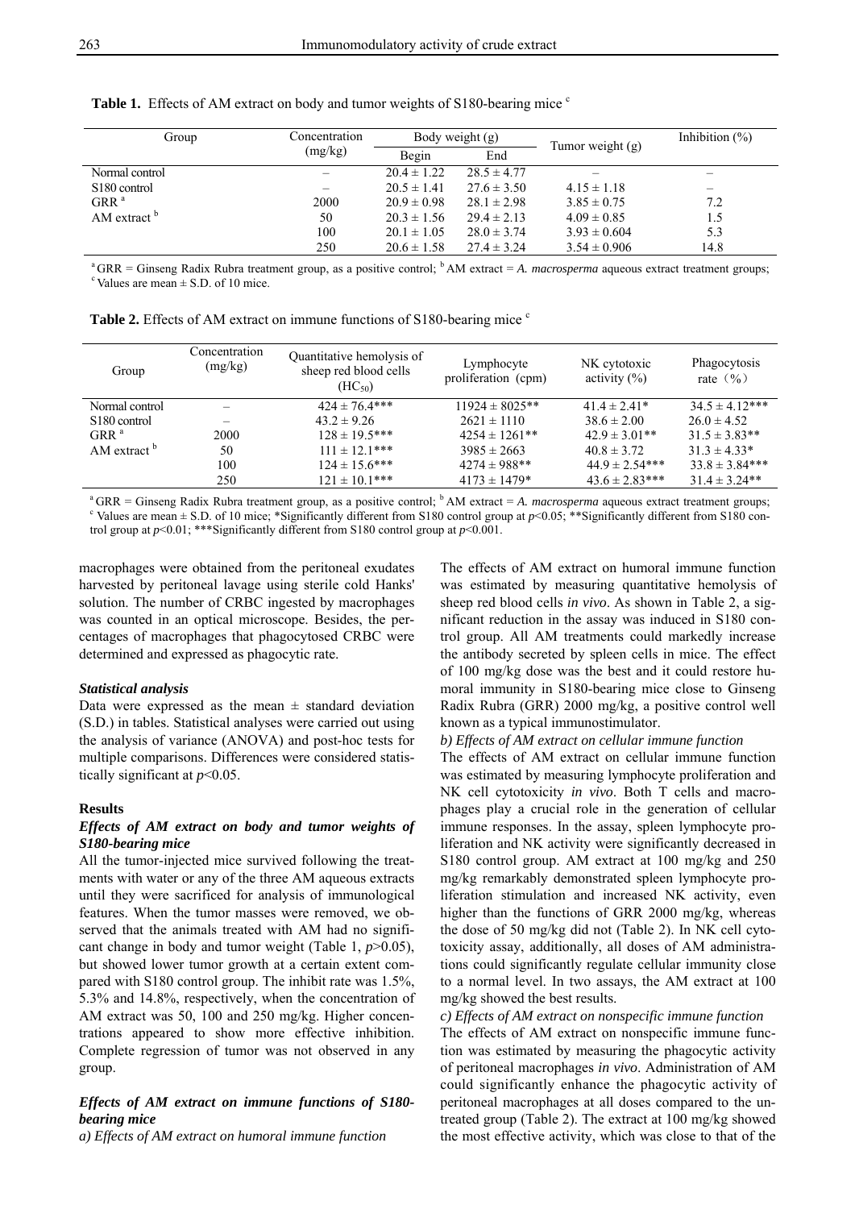**Table 1.** Effects of AM extract on body and tumor weights of S180-bearing mice [c]

| Group | Concentration (mg/kg) | Body weight (g) | | Tumor weight (g) | Inhibition (%) |
|---|---|---|---|---|---|
| | | Begin | End | | |
| Normal control | – | 20.4 ± 1.22 | 28.5 ± 4.77 | – | – |
| S180 control | – | 20.5 ± 1.41 | 27.6 ± 3.50 | 4.15 ± 1.18 | – |
| GRR [a] | 2000 | 20.9 ± 0.98 | 28.1 ± 2.98 | 3.85 ± 0.75 | 7.2 |
| AM extract [b] | 50 | 20.3 ± 1.56 | 29.4 ± 2.13 | 4.09 ± 0.85 | 1.5 |
| | 100 | 20.1 ± 1.05 | 28.0 ± 3.74 | 3.93 ± 0.604 | 5.3 |
| | 250 | 20.6 ± 1.58 | 27.4 ± 3.24 | 3.54 ± 0.906 | 14.8 |

[a] GRR = Ginseng Radix Rubra treatment group, as a positive control; [b] AM extract = *A. macrosperma* aqueous extract treatment groups; [c] Values are mean ± S.D. of 10 mice.

**Table 2.** Effects of AM extract on immune functions of S180-bearing mice [c]

| Group | Concentration (mg/kg) | Quantitative hemolysis of sheep red blood cells ($HC_{50}$) | Lymphocyte proliferation (cpm) | NK cytotoxic activity (%) | Phagocytosis rate（%） |
|---|---|---|---|---|---|
| Normal control | – | 424 ± 76.4*** | 11924 ± 8025** | 41.4 ± 2.41* | 34.5 ± 4.12*** |
| S180 control | – | 43.2 ± 9.26 | 2621 ± 1110 | 38.6 ± 2.00 | 26.0 ± 4.52 |
| GRR [a] | 2000 | 128 ± 19.5*** | 4254 ± 1261** | 42.9 ± 3.01** | 31.5 ± 3.83** |
| AM extract [b] | 50 | 111 ± 12.1*** | 3985 ± 2663 | 40.8 ± 3.72 | 31.3 ± 4.33* |
| | 100 | 124 ± 15.6*** | 4274 ± 988** | 44.9 ± 2.54*** | 33.8 ± 3.84*** |
| | 250 | 121 ± 10.1*** | 4173 ± 1479* | 43.6 ± 2.83*** | 31.4 ± 3.24** |

[a] GRR = Ginseng Radix Rubra treatment group, as a positive control; [b] AM extract = *A. macrosperma* aqueous extract treatment groups; [c] Values are mean ± S.D. of 10 mice; *Significantly different from S180 control group at $p<0.05$; **Significantly different from S180 control group at $p<0.01$; ***Significantly different from S180 control group at $p<0.001$.

macrophages were obtained from the peritoneal exudates harvested by peritoneal lavage using sterile cold Hanks' solution. The number of CRBC ingested by macrophages was counted in an optical microscope. Besides, the percentages of macrophages that phagocytosed CRBC were determined and expressed as phagocytic rate.

### *Statistical analysis*

Data were expressed as the mean ± standard deviation (S.D.) in tables. Statistical analyses were carried out using the analysis of variance (ANOVA) and post-hoc tests for multiple comparisons. Differences were considered statistically significant at $p<0.05$.

## Results

### *Effects of AM extract on body and tumor weights of S180-bearing mice*

All the tumor-injected mice survived following the treatments with water or any of the three AM aqueous extracts until they were sacrificed for analysis of immunological features. When the tumor masses were removed, we observed that the animals treated with AM had no significant change in body and tumor weight (Table 1, $p>0.05$), but showed lower tumor growth at a certain extent compared with S180 control group. The inhibit rate was 1.5%, 5.3% and 14.8%, respectively, when the concentration of AM extract was 50, 100 and 250 mg/kg. Higher concentrations appeared to show more effective inhibition. Complete regression of tumor was not observed in any group.

### *Effects of AM extract on immune functions of S180-bearing mice*

*a) Effects of AM extract on humoral immune function*

The effects of AM extract on humoral immune function was estimated by measuring quantitative hemolysis of sheep red blood cells *in vivo*. As shown in Table 2, a significant reduction in the assay was induced in S180 control group. All AM treatments could markedly increase the antibody secreted by spleen cells in mice. The effect of 100 mg/kg dose was the best and it could restore humoral immunity in S180-bearing mice close to Ginseng Radix Rubra (GRR) 2000 mg/kg, a positive control well known as a typical immunostimulator.

*b) Effects of AM extract on cellular immune function*

The effects of AM extract on cellular immune function was estimated by measuring lymphocyte proliferation and NK cell cytotoxicity *in vivo*. Both T cells and macrophages play a crucial role in the generation of cellular immune responses. In the assay, spleen lymphocyte proliferation and NK activity were significantly decreased in S180 control group. AM extract at 100 mg/kg and 250 mg/kg remarkably demonstrated spleen lymphocyte proliferation stimulation and increased NK activity, even higher than the functions of GRR 2000 mg/kg, whereas the dose of 50 mg/kg did not (Table 2). In NK cell cytotoxicity assay, additionally, all doses of AM administrations could significantly regulate cellular immunity close to a normal level. In two assays, the AM extract at 100 mg/kg showed the best results.

*c) Effects of AM extract on nonspecific immune function*

The effects of AM extract on nonspecific immune function was estimated by measuring the phagocytic activity of peritoneal macrophages *in vivo*. Administration of AM could significantly enhance the phagocytic activity of peritoneal macrophages at all doses compared to the untreated group (Table 2). The extract at 100 mg/kg showed the most effective activity, which was close to that of the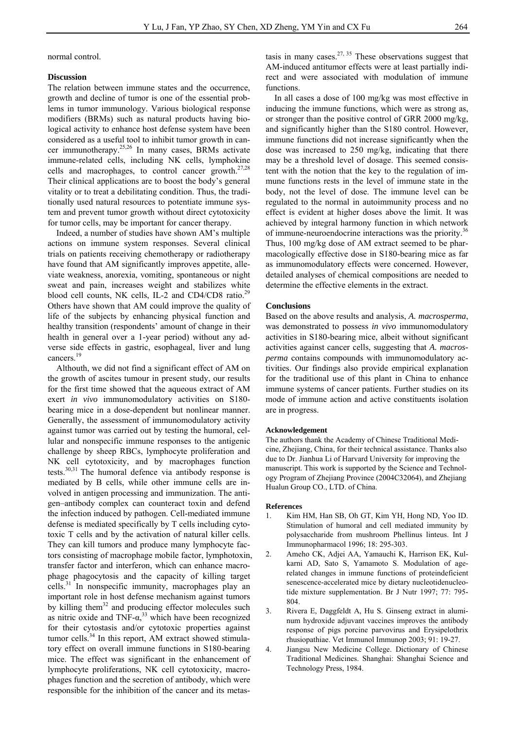normal control.

## Discussion

The relation between immune states and the occurrence, growth and decline of tumor is one of the essential problems in tumor immunology. Various biological response modifiers (BRMs) such as natural products having biological activity to enhance host defense system have been considered as a useful tool to inhibit tumor growth in cancer immunotherapy.[25,26] In many cases, BRMs activate immune-related cells, including NK cells, lymphokine cells and macrophages, to control cancer growth.[27,28] Their clinical applications are to boost the body's general vitality or to treat a debilitating condition. Thus, the traditionally used natural resources to potentiate immune system and prevent tumor growth without direct cytotoxicity for tumor cells, may be important for cancer therapy.

Indeed, a number of studies have shown AM's multiple actions on immune system responses. Several clinical trials on patients receiving chemotherapy or radiotherapy have found that AM significantly improves appetite, alleviate weakness, anorexia, vomiting, spontaneous or night sweat and pain, increases weight and stabilizes white blood cell counts, NK cells, IL-2 and CD4/CD8 ratio.[29] Others have shown that AM could improve the quality of life of the subjects by enhancing physical function and healthy transition (respondents' amount of change in their health in general over a 1-year period) without any adverse side effects in gastric, esophageal, liver and lung cancers.[19]

Althouth, we did not find a significant effect of AM on the growth of ascites tumour in present study, our results for the first time showed that the aqueous extract of AM exert *in vivo* immunomodulatory activities on S180-bearing mice in a dose-dependent but nonlinear manner. Generally, the assessment of immunomodulatory activity against tumor was carried out by testing the humoral, cellular and nonspecific immune responses to the antigenic challenge by sheep RBCs, lymphocyte proliferation and NK cell cytotoxicity, and by macrophages function tests.[30,31] The humoral defence via antibody response is mediated by B cells, while other immune cells are involved in antigen processing and immunization. The antigen–antibody complex can counteract toxin and defend the infection induced by pathogen. Cell-mediated immune defense is mediated specifically by T cells including cytotoxic T cells and by the activation of natural killer cells. They can kill tumors and produce many lymphocyte factors consisting of macrophage mobile factor, lymphotoxin, transfer factor and interferon, which can enhance macrophage phagocytosis and the capacity of killing target cells.[31] In nonspecific immunity, macrophages play an important role in host defense mechanism against tumors by killing them[32] and producing effector molecules such as nitric oxide and TNF-α,[33] which have been recognized for their cytostasis and/or cytotoxic properties against tumor cells.[34] In this report, AM extract showed stimulatory effect on overall immune functions in S180-bearing mice. The effect was significant in the enhancement of lymphocyte proliferations, NK cell cytotoxicity, macrophages function and the secretion of antibody, which were responsible for the inhibition of the cancer and its metastasis in many cases.[27, 35] These observations suggest that AM-induced antitumor effects were at least partially indirect and were associated with modulation of immune functions.

In all cases a dose of 100 mg/kg was most effective in inducing the immune functions, which were as strong as, or stronger than the positive control of GRR 2000 mg/kg, and significantly higher than the S180 control. However, immune functions did not increase significantly when the dose was increased to 250 mg/kg, indicating that there may be a threshold level of dosage. This seemed consistent with the notion that the key to the regulation of immune functions rests in the level of immune state in the body, not the level of dose. The immune level can be regulated to the normal in autoimmunity process and no effect is evident at higher doses above the limit. It was achieved by integral harmony function in which network of immune-neuroendocrine interactions was the priority.[36] Thus, 100 mg/kg dose of AM extract seemed to be pharmacologically effective dose in S180-bearing mice as far as immunomodulatory effects were concerned. However, detailed analyses of chemical compositions are needed to determine the effective elements in the extract.

## Conclusions

Based on the above results and analysis, *A. macrosperma*, was demonstrated to possess *in vivo* immunomodulatory activities in S180-bearing mice, albeit without significant activities against cancer cells, suggesting that *A. macrosperma* contains compounds with immunomodulatory activities. Our findings also provide empirical explanation for the traditional use of this plant in China to enhance immune systems of cancer patients. Further studies on its mode of immune action and active constituents isolation are in progress.

### Acknowledgement

The authors thank the Academy of Chinese Traditional Medicine, Zhejiang, China, for their technical assistance. Thanks also due to Dr. Jianhua Li of Harvard University for improving the manuscript. This work is supported by the Science and Technology Program of Zhejiang Province (2004C32064), and Zhejiang Hualun Group CO., LTD. of China.

### References

1. Kim HM, Han SB, Oh GT, Kim YH, Hong ND, Yoo ID. Stimulation of humoral and cell mediated immunity by polysaccharide from mushroom Phellinus linteus. Int J Immunopharmacol 1996; 18: 295-303.
2. Ameho CK, Adjei AA, Yamauchi K, Harrison EK, Kulkarni AD, Sato S, Yamamoto S. Modulation of age-related changes in immune functions of proteindeficient senescence-accelerated mice by dietary nucleotidenucleotide mixture supplementation. Br J Nutr 1997; 77: 795-804.
3. Rivera E, Daggfeldt A, Hu S. Ginseng extract in aluminum hydroxide adjuvant vaccines improves the antibody response of pigs porcine parvovirus and Erysipelothrix rhusiopathiae. Vet Immunol Immunop 2003; 91: 19-27.
4. Jiangsu New Medicine College. Dictionary of Chinese Traditional Medicines. Shanghai: Shanghai Science and Technology Press, 1984.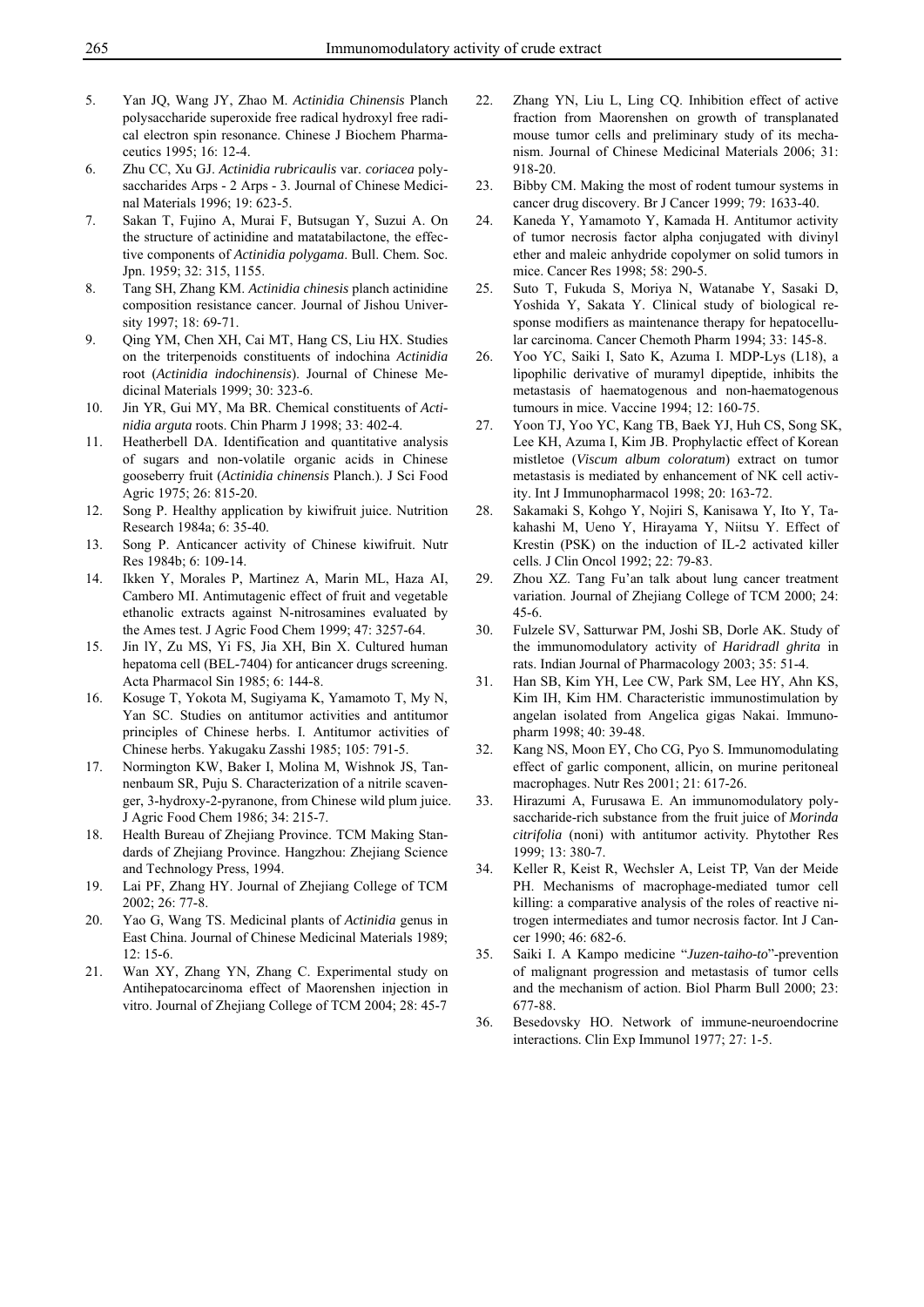5. Yan JQ, Wang JY, Zhao M. *Actinidia Chinensis* Planch polysaccharide superoxide free radical hydroxyl free radical electron spin resonance. Chinese J Biochem Pharmaceutics 1995; 16: 12-4.
6. Zhu CC, Xu GJ. *Actinidia rubricaulis* var. *coriacea* polysaccharides Arps - 2 Arps - 3. Journal of Chinese Medicinal Materials 1996; 19: 623-5.
7. Sakan T, Fujino A, Murai F, Butsugan Y, Suzui A. On the structure of actinidine and matatabilactone, the effective components of *Actinidia polygama*. Bull. Chem. Soc. Jpn. 1959; 32: 315, 1155.
8. Tang SH, Zhang KM. *Actinidia chinesis* planch actinidine composition resistance cancer. Journal of Jishou University 1997; 18: 69-71.
9. Qing YM, Chen XH, Cai MT, Hang CS, Liu HX. Studies on the triterpenoids constituents of indochina *Actinidia* root (*Actinidia indochinensis*). Journal of Chinese Medicinal Materials 1999; 30: 323-6.
10. Jin YR, Gui MY, Ma BR. Chemical constituents of *Actinidia arguta* roots. Chin Pharm J 1998; 33: 402-4.
11. Heatherbell DA. Identification and quantitative analysis of sugars and non-volatile organic acids in Chinese gooseberry fruit (*Actinidia chinensis* Planch.). J Sci Food Agric 1975; 26: 815-20.
12. Song P. Healthy application by kiwifruit juice. Nutrition Research 1984a; 6: 35-40.
13. Song P. Anticancer activity of Chinese kiwifruit. Nutr Res 1984b; 6: 109-14.
14. Ikken Y, Morales P, Martinez A, Marin ML, Haza AI, Cambero MI. Antimutagenic effect of fruit and vegetable ethanolic extracts against N-nitrosamines evaluated by the Ames test. J Agric Food Chem 1999; 47: 3257-64.
15. Jin lY, Zu MS, Yi FS, Jia XH, Bin X. Cultured human hepatoma cell (BEL-7404) for anticancer drugs screening. Acta Pharmacol Sin 1985; 6: 144-8.
16. Kosuge T, Yokota M, Sugiyama K, Yamamoto T, My N, Yan SC. Studies on antitumor activities and antitumor principles of Chinese herbs. I. Antitumor activities of Chinese herbs. Yakugaku Zasshi 1985; 105: 791-5.
17. Normington KW, Baker I, Molina M, Wishnok JS, Tannenbaum SR, Puju S. Characterization of a nitrile scavenger, 3-hydroxy-2-pyranone, from Chinese wild plum juice. J Agric Food Chem 1986; 34: 215-7.
18. Health Bureau of Zhejiang Province. TCM Making Standards of Zhejiang Province. Hangzhou: Zhejiang Science and Technology Press, 1994.
19. Lai PF, Zhang HY. Journal of Zhejiang College of TCM 2002; 26: 77-8.
20. Yao G, Wang TS. Medicinal plants of *Actinidia* genus in East China. Journal of Chinese Medicinal Materials 1989; 12: 15-6.
21. Wan XY, Zhang YN, Zhang C. Experimental study on Antihepatocarcinoma effect of Maorenshen injection in vitro. Journal of Zhejiang College of TCM 2004; 28: 45-7
22. Zhang YN, Liu L, Ling CQ. Inhibition effect of active fraction from Maorenshen on growth of transplanated mouse tumor cells and preliminary study of its mechanism. Journal of Chinese Medicinal Materials 2006; 31: 918-20.
23. Bibby CM. Making the most of rodent tumour systems in cancer drug discovery. Br J Cancer 1999; 79: 1633-40.
24. Kaneda Y, Yamamoto Y, Kamada H. Antitumor activity of tumor necrosis factor alpha conjugated with divinyl ether and maleic anhydride copolymer on solid tumors in mice. Cancer Res 1998; 58: 290-5.
25. Suto T, Fukuda S, Moriya N, Watanabe Y, Sasaki D, Yoshida Y, Sakata Y. Clinical study of biological response modifiers as maintenance therapy for hepatocellular carcinoma. Cancer Chemoth Pharm 1994; 33: 145-8.
26. Yoo YC, Saiki I, Sato K, Azuma I. MDP-Lys (L18), a lipophilic derivative of muramyl dipeptide, inhibits the metastasis of haematogenous and non-haematogenous tumours in mice. Vaccine 1994; 12: 160-75.
27. Yoon TJ, Yoo YC, Kang TB, Baek YJ, Huh CS, Song SK, Lee KH, Azuma I, Kim JB. Prophylactic effect of Korean mistletoe (*Viscum album coloratum*) extract on tumor metastasis is mediated by enhancement of NK cell activity. Int J Immunopharmacol 1998; 20: 163-72.
28. Sakamaki S, Kohgo Y, Nojiri S, Kanisawa Y, Ito Y, Takahashi M, Ueno Y, Hirayama Y, Niitsu Y. Effect of Krestin (PSK) on the induction of IL-2 activated killer cells. J Clin Oncol 1992; 22: 79-83.
29. Zhou XZ. Tang Fu'an talk about lung cancer treatment variation. Journal of Zhejiang College of TCM 2000; 24: 45-6.
30. Fulzele SV, Satturwar PM, Joshi SB, Dorle AK. Study of the immunomodulatory activity of *Haridradl ghrita* in rats. Indian Journal of Pharmacology 2003; 35: 51-4.
31. Han SB, Kim YH, Lee CW, Park SM, Lee HY, Ahn KS, Kim IH, Kim HM. Characteristic immunostimulation by angelan isolated from Angelica gigas Nakai. Immunopharm 1998; 40: 39-48.
32. Kang NS, Moon EY, Cho CG, Pyo S. Immunomodulating effect of garlic component, allicin, on murine peritoneal macrophages. Nutr Res 2001; 21: 617-26.
33. Hirazumi A, Furusawa E. An immunomodulatory polysaccharide-rich substance from the fruit juice of *Morinda citrifolia* (noni) with antitumor activity. Phytother Res 1999; 13: 380-7.
34. Keller R, Keist R, Wechsler A, Leist TP, Van der Meide PH. Mechanisms of macrophage-mediated tumor cell killing: a comparative analysis of the roles of reactive nitrogen intermediates and tumor necrosis factor. Int J Cancer 1990; 46: 682-6.
35. Saiki I. A Kampo medicine "*Juzen-taiho-to*"-prevention of malignant progression and metastasis of tumor cells and the mechanism of action. Biol Pharm Bull 2000; 23: 677-88.
36. Besedovsky HO. Network of immune-neuroendocrine interactions. Clin Exp Immunol 1977; 27: 1-5.